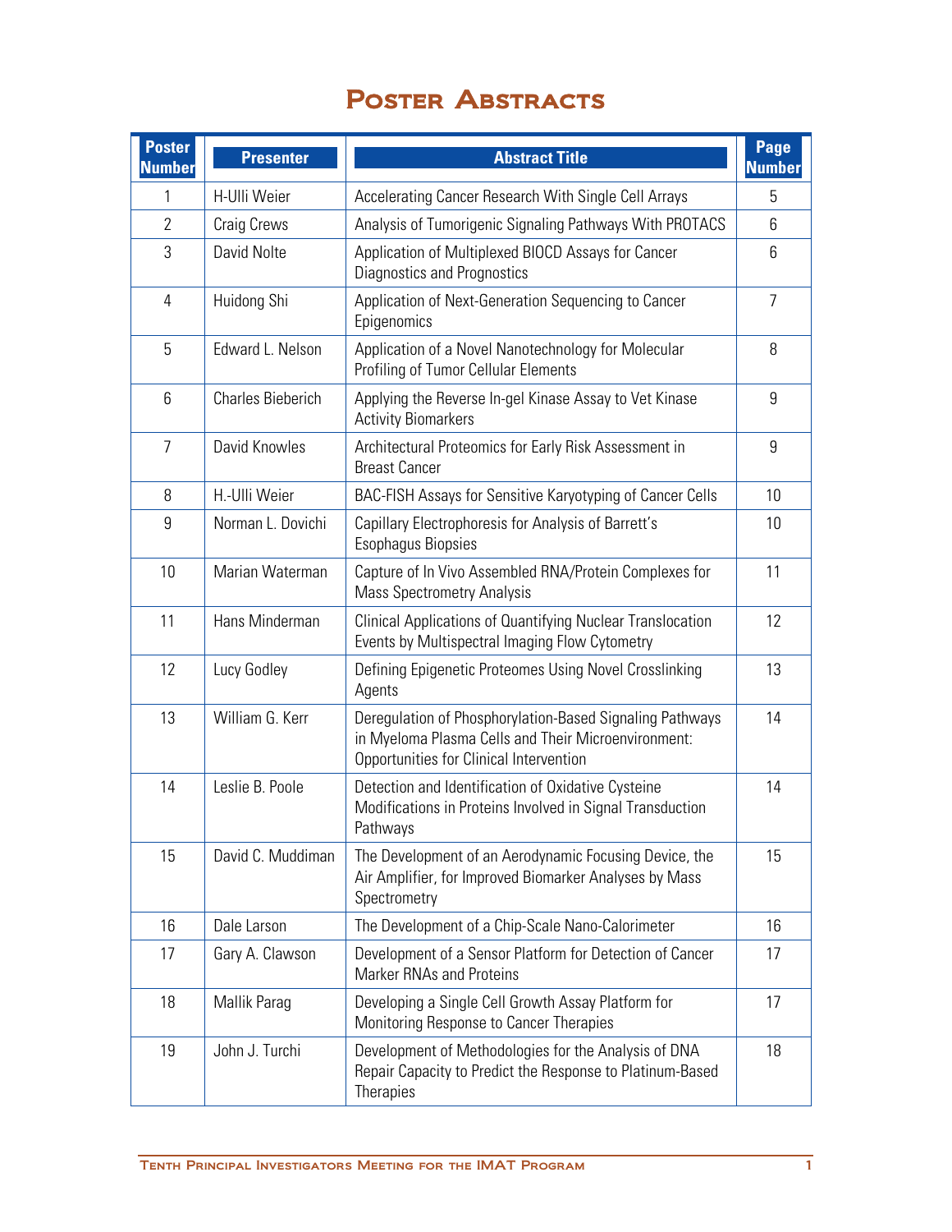# Poster Abstracts

| Poster Number | Presenter | Abstract Title | Page Number |
|---|---|---|---|
| 1 | H-Ulli Weier | Accelerating Cancer Research With Single Cell Arrays | 5 |
| 2 | Craig Crews | Analysis of Tumorigenic Signaling Pathways With PROTACS | 6 |
| 3 | David Nolte | Application of Multiplexed BIOCD Assays for Cancer Diagnostics and Prognostics | 6 |
| 4 | Huidong Shi | Application of Next-Generation Sequencing to Cancer Epigenomics | 7 |
| 5 | Edward L. Nelson | Application of a Novel Nanotechnology for Molecular Profiling of Tumor Cellular Elements | 8 |
| 6 | Charles Bieberich | Applying the Reverse In-gel Kinase Assay to Vet Kinase Activity Biomarkers | 9 |
| 7 | David Knowles | Architectural Proteomics for Early Risk Assessment in Breast Cancer | 9 |
| 8 | H.-Ulli Weier | BAC-FISH Assays for Sensitive Karyotyping of Cancer Cells | 10 |
| 9 | Norman L. Dovichi | Capillary Electrophoresis for Analysis of Barrett's Esophagus Biopsies | 10 |
| 10 | Marian Waterman | Capture of In Vivo Assembled RNA/Protein Complexes for Mass Spectrometry Analysis | 11 |
| 11 | Hans Minderman | Clinical Applications of Quantifying Nuclear Translocation Events by Multispectral Imaging Flow Cytometry | 12 |
| 12 | Lucy Godley | Defining Epigenetic Proteomes Using Novel Crosslinking Agents | 13 |
| 13 | William G. Kerr | Deregulation of Phosphorylation-Based Signaling Pathways in Myeloma Plasma Cells and Their Microenvironment: Opportunities for Clinical Intervention | 14 |
| 14 | Leslie B. Poole | Detection and Identification of Oxidative Cysteine Modifications in Proteins Involved in Signal Transduction Pathways | 14 |
| 15 | David C. Muddiman | The Development of an Aerodynamic Focusing Device, the Air Amplifier, for Improved Biomarker Analyses by Mass Spectrometry | 15 |
| 16 | Dale Larson | The Development of a Chip-Scale Nano-Calorimeter | 16 |
| 17 | Gary A. Clawson | Development of a Sensor Platform for Detection of Cancer Marker RNAs and Proteins | 17 |
| 18 | Mallik Parag | Developing a Single Cell Growth Assay Platform for Monitoring Response to Cancer Therapies | 17 |
| 19 | John J. Turchi | Development of Methodologies for the Analysis of DNA Repair Capacity to Predict the Response to Platinum-Based Therapies | 18 |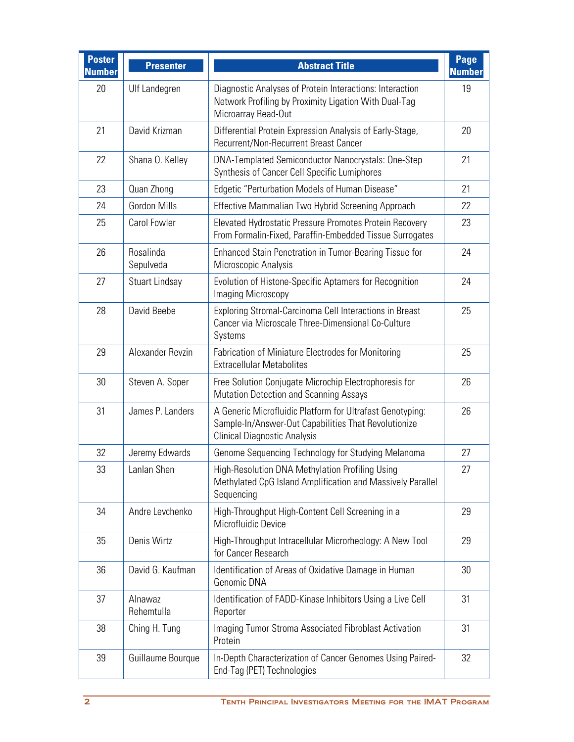| Poster Number | Presenter | Abstract Title | Page Number |
|---|---|---|---|
| 20 | Ulf Landegren | Diagnostic Analyses of Protein Interactions: Interaction Network Profiling by Proximity Ligation With Dual-Tag Microarray Read-Out | 19 |
| 21 | David Krizman | Differential Protein Expression Analysis of Early-Stage, Recurrent/Non-Recurrent Breast Cancer | 20 |
| 22 | Shana O. Kelley | DNA-Templated Semiconductor Nanocrystals: One-Step Synthesis of Cancer Cell Specific Lumiphores | 21 |
| 23 | Quan Zhong | Edgetic "Perturbation Models of Human Disease" | 21 |
| 24 | Gordon Mills | Effective Mammalian Two Hybrid Screening Approach | 22 |
| 25 | Carol Fowler | Elevated Hydrostatic Pressure Promotes Protein Recovery From Formalin-Fixed, Paraffin-Embedded Tissue Surrogates | 23 |
| 26 | Rosalinda Sepulveda | Enhanced Stain Penetration in Tumor-Bearing Tissue for Microscopic Analysis | 24 |
| 27 | Stuart Lindsay | Evolution of Histone-Specific Aptamers for Recognition Imaging Microscopy | 24 |
| 28 | David Beebe | Exploring Stromal-Carcinoma Cell Interactions in Breast Cancer via Microscale Three-Dimensional Co-Culture Systems | 25 |
| 29 | Alexander Revzin | Fabrication of Miniature Electrodes for Monitoring Extracellular Metabolites | 25 |
| 30 | Steven A. Soper | Free Solution Conjugate Microchip Electrophoresis for Mutation Detection and Scanning Assays | 26 |
| 31 | James P. Landers | A Generic Microfluidic Platform for Ultrafast Genotyping: Sample-In/Answer-Out Capabilities That Revolutionize Clinical Diagnostic Analysis | 26 |
| 32 | Jeremy Edwards | Genome Sequencing Technology for Studying Melanoma | 27 |
| 33 | Lanlan Shen | High-Resolution DNA Methylation Profiling Using Methylated CpG Island Amplification and Massively Parallel Sequencing | 27 |
| 34 | Andre Levchenko | High-Throughput High-Content Cell Screening in a Microfluidic Device | 29 |
| 35 | Denis Wirtz | High-Throughput Intracellular Microrheology: A New Tool for Cancer Research | 29 |
| 36 | David G. Kaufman | Identification of Areas of Oxidative Damage in Human Genomic DNA | 30 |
| 37 | Alnawaz Rehemtulla | Identification of FADD-Kinase Inhibitors Using a Live Cell Reporter | 31 |
| 38 | Ching H. Tung | Imaging Tumor Stroma Associated Fibroblast Activation Protein | 31 |
| 39 | Guillaume Bourque | In-Depth Characterization of Cancer Genomes Using Paired-End-Tag (PET) Technologies | 32 |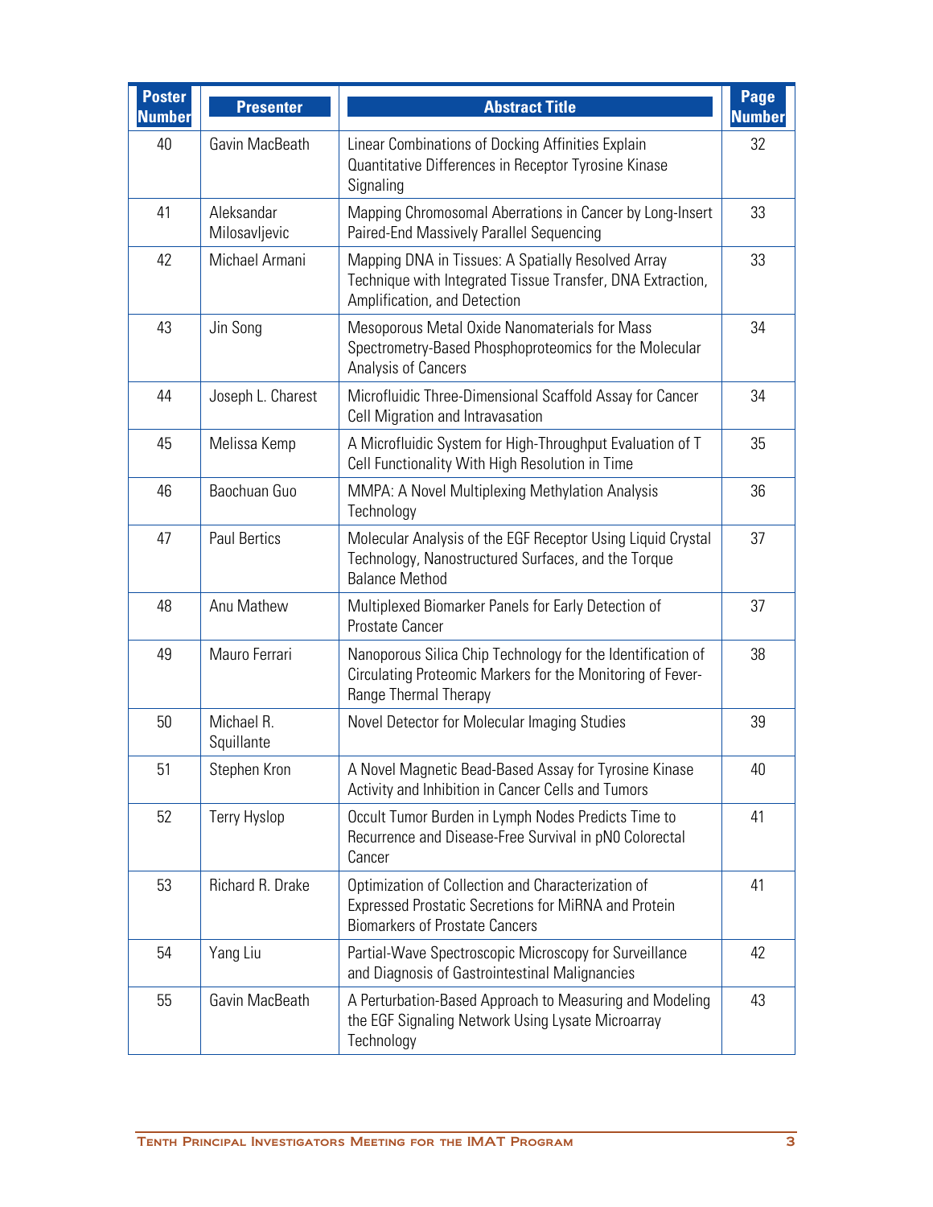| Poster Number | Presenter | Abstract Title | Page Number |
|---|---|---|---|
| 40 | Gavin MacBeath | Linear Combinations of Docking Affinities Explain Quantitative Differences in Receptor Tyrosine Kinase Signaling | 32 |
| 41 | Aleksandar Milosavljevic | Mapping Chromosomal Aberrations in Cancer by Long-Insert Paired-End Massively Parallel Sequencing | 33 |
| 42 | Michael Armani | Mapping DNA in Tissues: A Spatially Resolved Array Technique with Integrated Tissue Transfer, DNA Extraction, Amplification, and Detection | 33 |
| 43 | Jin Song | Mesoporous Metal Oxide Nanomaterials for Mass Spectrometry-Based Phosphoproteomics for the Molecular Analysis of Cancers | 34 |
| 44 | Joseph L. Charest | Microfluidic Three-Dimensional Scaffold Assay for Cancer Cell Migration and Intravasation | 34 |
| 45 | Melissa Kemp | A Microfluidic System for High-Throughput Evaluation of T Cell Functionality With High Resolution in Time | 35 |
| 46 | Baochuan Guo | MMPA: A Novel Multiplexing Methylation Analysis Technology | 36 |
| 47 | Paul Bertics | Molecular Analysis of the EGF Receptor Using Liquid Crystal Technology, Nanostructured Surfaces, and the Torque Balance Method | 37 |
| 48 | Anu Mathew | Multiplexed Biomarker Panels for Early Detection of Prostate Cancer | 37 |
| 49 | Mauro Ferrari | Nanoporous Silica Chip Technology for the Identification of Circulating Proteomic Markers for the Monitoring of Fever-Range Thermal Therapy | 38 |
| 50 | Michael R. Squillante | Novel Detector for Molecular Imaging Studies | 39 |
| 51 | Stephen Kron | A Novel Magnetic Bead-Based Assay for Tyrosine Kinase Activity and Inhibition in Cancer Cells and Tumors | 40 |
| 52 | Terry Hyslop | Occult Tumor Burden in Lymph Nodes Predicts Time to Recurrence and Disease-Free Survival in pN0 Colorectal Cancer | 41 |
| 53 | Richard R. Drake | Optimization of Collection and Characterization of Expressed Prostatic Secretions for MiRNA and Protein Biomarkers of Prostate Cancers | 41 |
| 54 | Yang Liu | Partial-Wave Spectroscopic Microscopy for Surveillance and Diagnosis of Gastrointestinal Malignancies | 42 |
| 55 | Gavin MacBeath | A Perturbation-Based Approach to Measuring and Modeling the EGF Signaling Network Using Lysate Microarray Technology | 43 |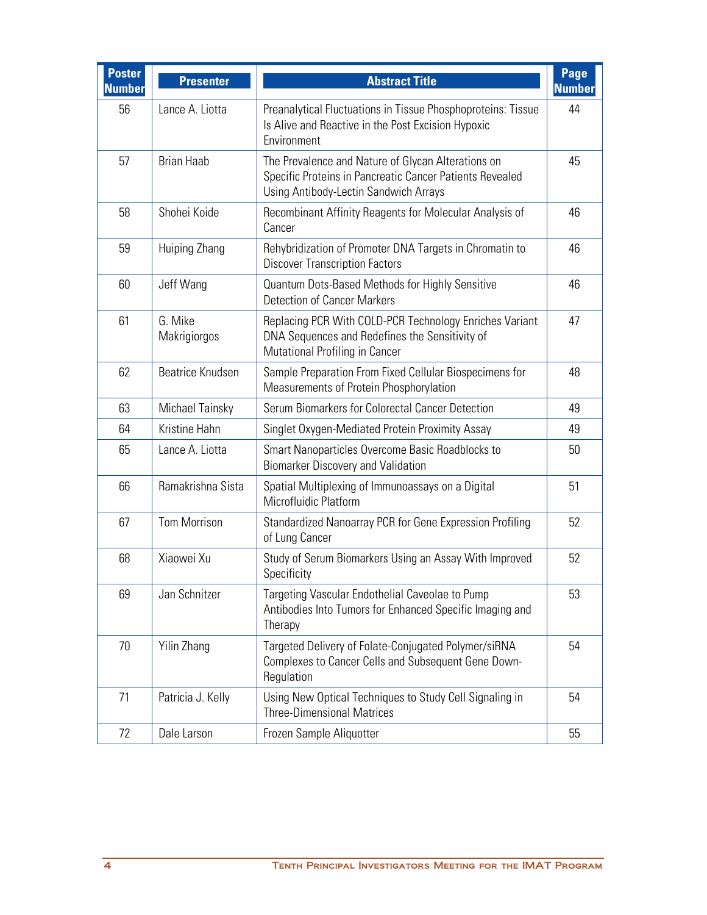| Poster Number | Presenter | Abstract Title | Page Number |
|---|---|---|---|
| 56 | Lance A. Liotta | Preanalytical Fluctuations in Tissue Phosphoproteins: Tissue Is Alive and Reactive in the Post Excision Hypoxic Environment | 44 |
| 57 | Brian Haab | The Prevalence and Nature of Glycan Alterations on Specific Proteins in Pancreatic Cancer Patients Revealed Using Antibody-Lectin Sandwich Arrays | 45 |
| 58 | Shohei Koide | Recombinant Affinity Reagents for Molecular Analysis of Cancer | 46 |
| 59 | Huiping Zhang | Rehybridization of Promoter DNA Targets in Chromatin to Discover Transcription Factors | 46 |
| 60 | Jeff Wang | Quantum Dots-Based Methods for Highly Sensitive Detection of Cancer Markers | 46 |
| 61 | G. Mike Makrigiorgos | Replacing PCR With COLD-PCR Technology Enriches Variant DNA Sequences and Redefines the Sensitivity of Mutational Profiling in Cancer | 47 |
| 62 | Beatrice Knudsen | Sample Preparation From Fixed Cellular Biospecimens for Measurements of Protein Phosphorylation | 48 |
| 63 | Michael Tainsky | Serum Biomarkers for Colorectal Cancer Detection | 49 |
| 64 | Kristine Hahn | Singlet Oxygen-Mediated Protein Proximity Assay | 49 |
| 65 | Lance A. Liotta | Smart Nanoparticles Overcome Basic Roadblocks to Biomarker Discovery and Validation | 50 |
| 66 | Ramakrishna Sista | Spatial Multiplexing of Immunoassays on a Digital Microfluidic Platform | 51 |
| 67 | Tom Morrison | Standardized Nanoarray PCR for Gene Expression Profiling of Lung Cancer | 52 |
| 68 | Xiaowei Xu | Study of Serum Biomarkers Using an Assay With Improved Specificity | 52 |
| 69 | Jan Schnitzer | Targeting Vascular Endothelial Caveolae to Pump Antibodies Into Tumors for Enhanced Specific Imaging and Therapy | 53 |
| 70 | Yilin Zhang | Targeted Delivery of Folate-Conjugated Polymer/siRNA Complexes to Cancer Cells and Subsequent Gene Down-Regulation | 54 |
| 71 | Patricia J. Kelly | Using New Optical Techniques to Study Cell Signaling in Three-Dimensional Matrices | 54 |
| 72 | Dale Larson | Frozen Sample Aliquotter | 55 |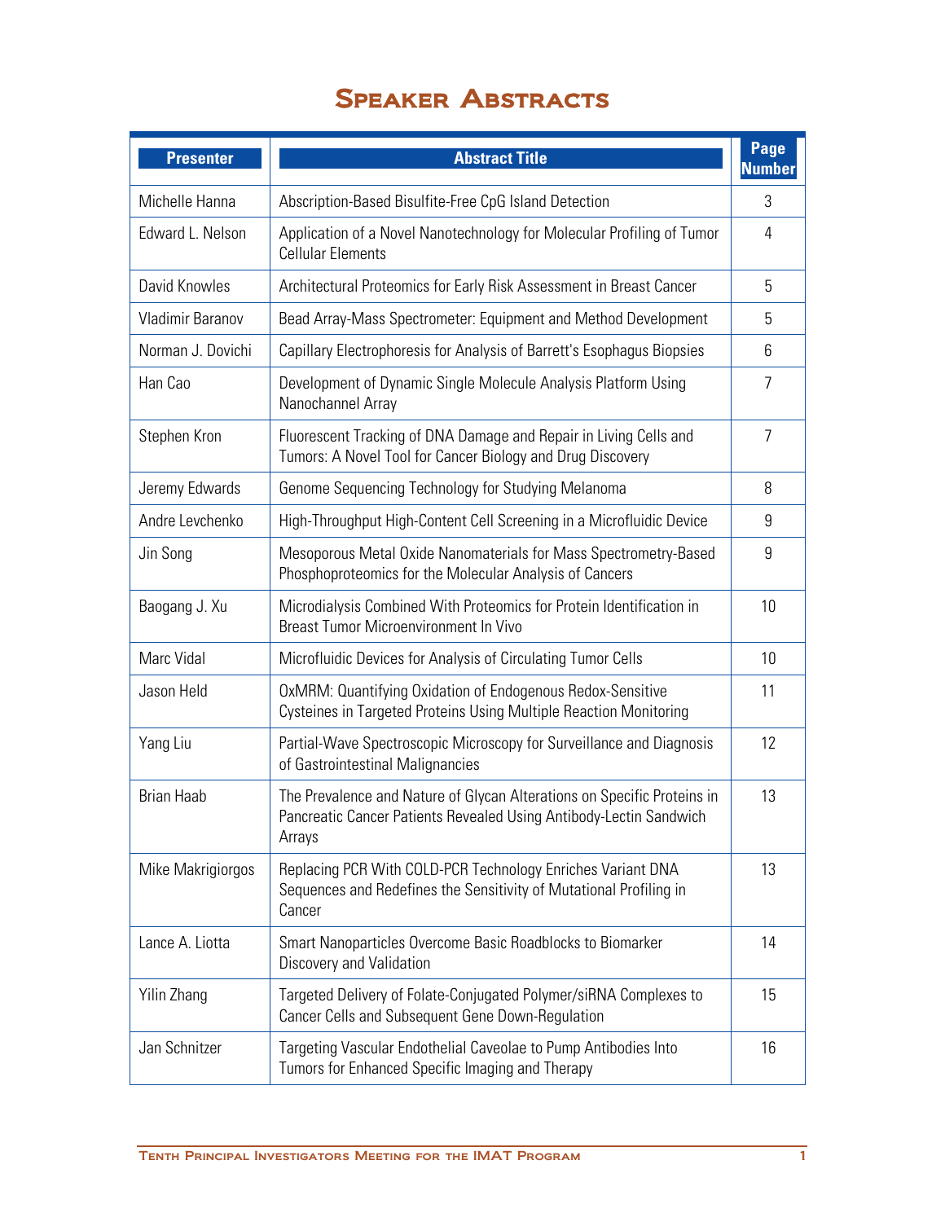# Speaker Abstracts

| Presenter | Abstract Title | Page Number |
|---|---|---|
| Michelle Hanna | Abscription-Based Bisulfite-Free CpG Island Detection | 3 |
| Edward L. Nelson | Application of a Novel Nanotechnology for Molecular Profiling of Tumor Cellular Elements | 4 |
| David Knowles | Architectural Proteomics for Early Risk Assessment in Breast Cancer | 5 |
| Vladimir Baranov | Bead Array-Mass Spectrometer: Equipment and Method Development | 5 |
| Norman J. Dovichi | Capillary Electrophoresis for Analysis of Barrett's Esophagus Biopsies | 6 |
| Han Cao | Development of Dynamic Single Molecule Analysis Platform Using Nanochannel Array | 7 |
| Stephen Kron | Fluorescent Tracking of DNA Damage and Repair in Living Cells and Tumors: A Novel Tool for Cancer Biology and Drug Discovery | 7 |
| Jeremy Edwards | Genome Sequencing Technology for Studying Melanoma | 8 |
| Andre Levchenko | High-Throughput High-Content Cell Screening in a Microfluidic Device | 9 |
| Jin Song | Mesoporous Metal Oxide Nanomaterials for Mass Spectrometry-Based Phosphoproteomics for the Molecular Analysis of Cancers | 9 |
| Baogang J. Xu | Microdialysis Combined With Proteomics for Protein Identification in Breast Tumor Microenvironment In Vivo | 10 |
| Marc Vidal | Microfluidic Devices for Analysis of Circulating Tumor Cells | 10 |
| Jason Held | OxMRM: Quantifying Oxidation of Endogenous Redox-Sensitive Cysteines in Targeted Proteins Using Multiple Reaction Monitoring | 11 |
| Yang Liu | Partial-Wave Spectroscopic Microscopy for Surveillance and Diagnosis of Gastrointestinal Malignancies | 12 |
| Brian Haab | The Prevalence and Nature of Glycan Alterations on Specific Proteins in Pancreatic Cancer Patients Revealed Using Antibody-Lectin Sandwich Arrays | 13 |
| Mike Makrigiorgos | Replacing PCR With COLD-PCR Technology Enriches Variant DNA Sequences and Redefines the Sensitivity of Mutational Profiling in Cancer | 13 |
| Lance A. Liotta | Smart Nanoparticles Overcome Basic Roadblocks to Biomarker Discovery and Validation | 14 |
| Yilin Zhang | Targeted Delivery of Folate-Conjugated Polymer/siRNA Complexes to Cancer Cells and Subsequent Gene Down-Regulation | 15 |
| Jan Schnitzer | Targeting Vascular Endothelial Caveolae to Pump Antibodies Into Tumors for Enhanced Specific Imaging and Therapy | 16 |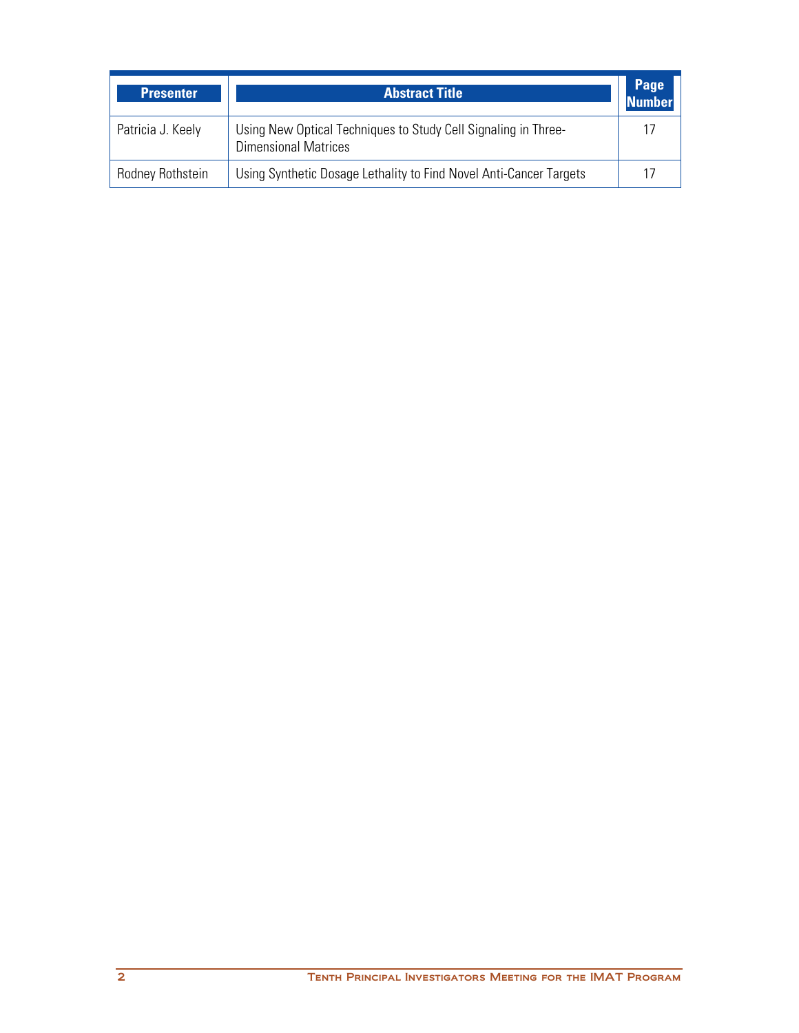| Presenter | Abstract Title | Page Number |
|---|---|---|
| Patricia J. Keely | Using New Optical Techniques to Study Cell Signaling in Three-Dimensional Matrices | 17 |
| Rodney Rothstein | Using Synthetic Dosage Lethality to Find Novel Anti-Cancer Targets | 17 |